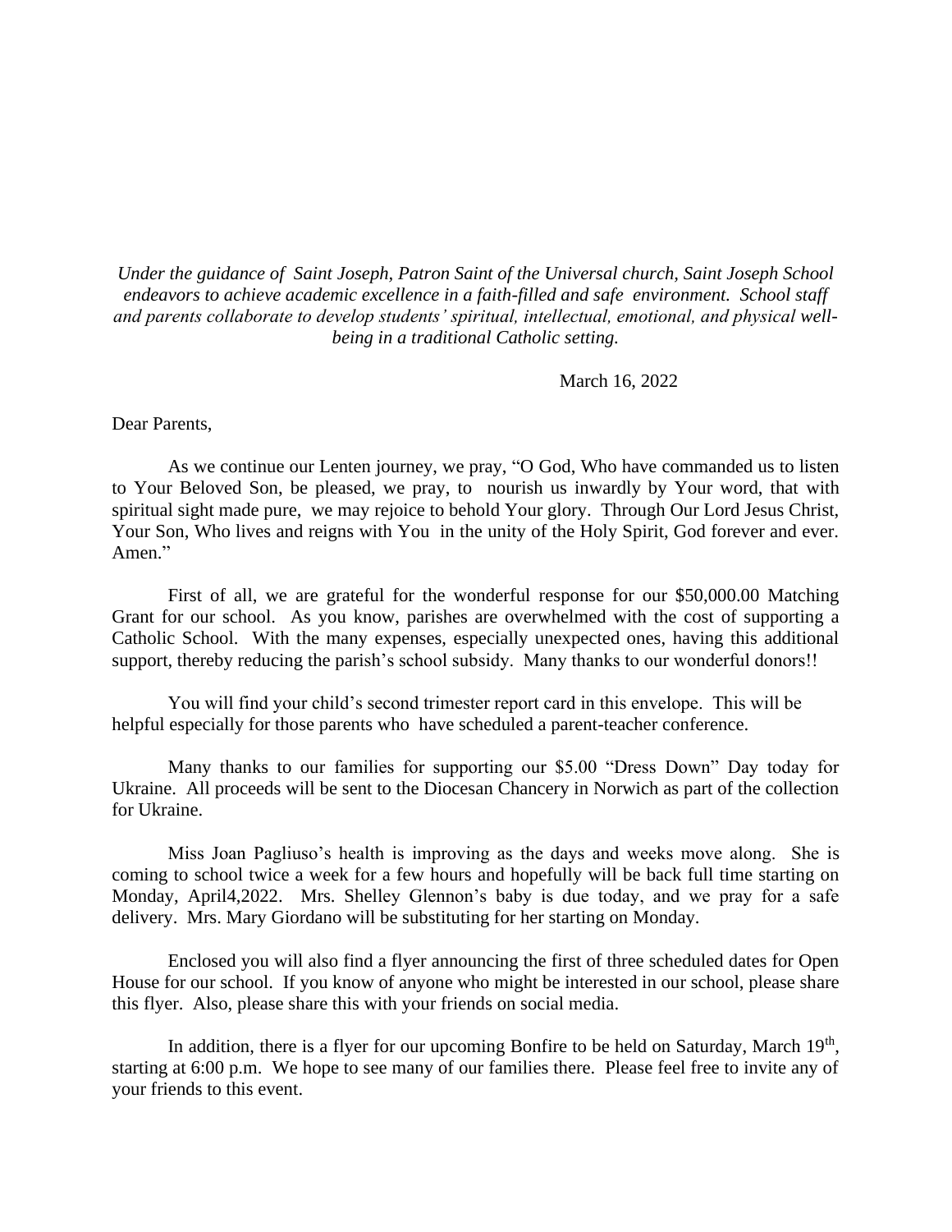*Under the guidance of Saint Joseph, Patron Saint of the Universal church, Saint Joseph School endeavors to achieve academic excellence in a faith-filled and safe environment. School staff and parents collaborate to develop students' spiritual, intellectual, emotional, and physical well-being in a traditional Catholic setting.*

March 16, 2022

Dear Parents,

As we continue our Lenten journey, we pray, "O God, Who have commanded us to listen to Your Beloved Son, be pleased, we pray, to nourish us inwardly by Your word, that with spiritual sight made pure, we may rejoice to behold Your glory. Through Our Lord Jesus Christ, Your Son, Who lives and reigns with You in the unity of the Holy Spirit, God forever and ever. Amen."

First of all, we are grateful for the wonderful response for our $50,000.00 Matching Grant for our school. As you know, parishes are overwhelmed with the cost of supporting a Catholic School. With the many expenses, especially unexpected ones, having this additional support, thereby reducing the parish's school subsidy. Many thanks to our wonderful donors!!

You will find your child's second trimester report card in this envelope. This will be helpful especially for those parents who have scheduled a parent-teacher conference.

Many thanks to our families for supporting our $5.00 "Dress Down" Day today for Ukraine. All proceeds will be sent to the Diocesan Chancery in Norwich as part of the collection for Ukraine.

Miss Joan Pagliuso's health is improving as the days and weeks move along. She is coming to school twice a week for a few hours and hopefully will be back full time starting on Monday, April4,2022. Mrs. Shelley Glennon's baby is due today, and we pray for a safe delivery. Mrs. Mary Giordano will be substituting for her starting on Monday.

Enclosed you will also find a flyer announcing the first of three scheduled dates for Open House for our school. If you know of anyone who might be interested in our school, please share this flyer. Also, please share this with your friends on social media.

In addition, there is a flyer for our upcoming Bonfire to be held on Saturday, March 19th, starting at 6:00 p.m. We hope to see many of our families there. Please feel free to invite any of your friends to this event.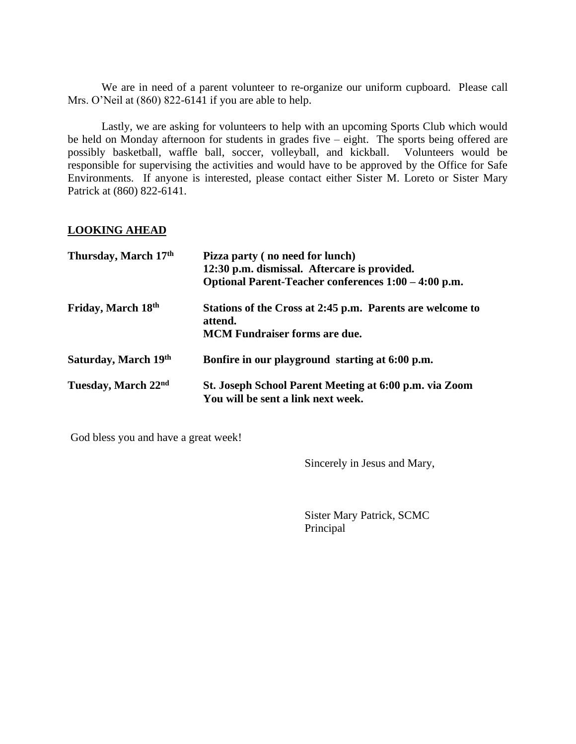We are in need of a parent volunteer to re-organize our uniform cupboard. Please call Mrs. O'Neil at (860) 822-6141 if you are able to help.

Lastly, we are asking for volunteers to help with an upcoming Sports Club which would be held on Monday afternoon for students in grades five – eight. The sports being offered are possibly basketball, waffle ball, soccer, volleyball, and kickball. Volunteers would be responsible for supervising the activities and would have to be approved by the Office for Safe Environments. If anyone is interested, please contact either Sister M. Loreto or Sister Mary Patrick at (860) 822-6141.

## LOOKING AHEAD

| | |
|---|---|
| **Thursday, March 17th** | **Pizza party ( no need for lunch)**<br>**12:30 p.m. dismissal. Aftercare is provided.**<br>**Optional Parent-Teacher conferences 1:00 – 4:00 p.m.** |
| **Friday, March 18th** | **Stations of the Cross at 2:45 p.m. Parents are welcome to attend.**<br>**MCM Fundraiser forms are due.** |
| **Saturday, March 19th** | **Bonfire in our playground starting at 6:00 p.m.** |
| **Tuesday, March 22nd** | **St. Joseph School Parent Meeting at 6:00 p.m. via Zoom**<br>**You will be sent a link next week.** |

God bless you and have a great week!

Sincerely in Jesus and Mary,

Sister Mary Patrick, SCMC
Principal